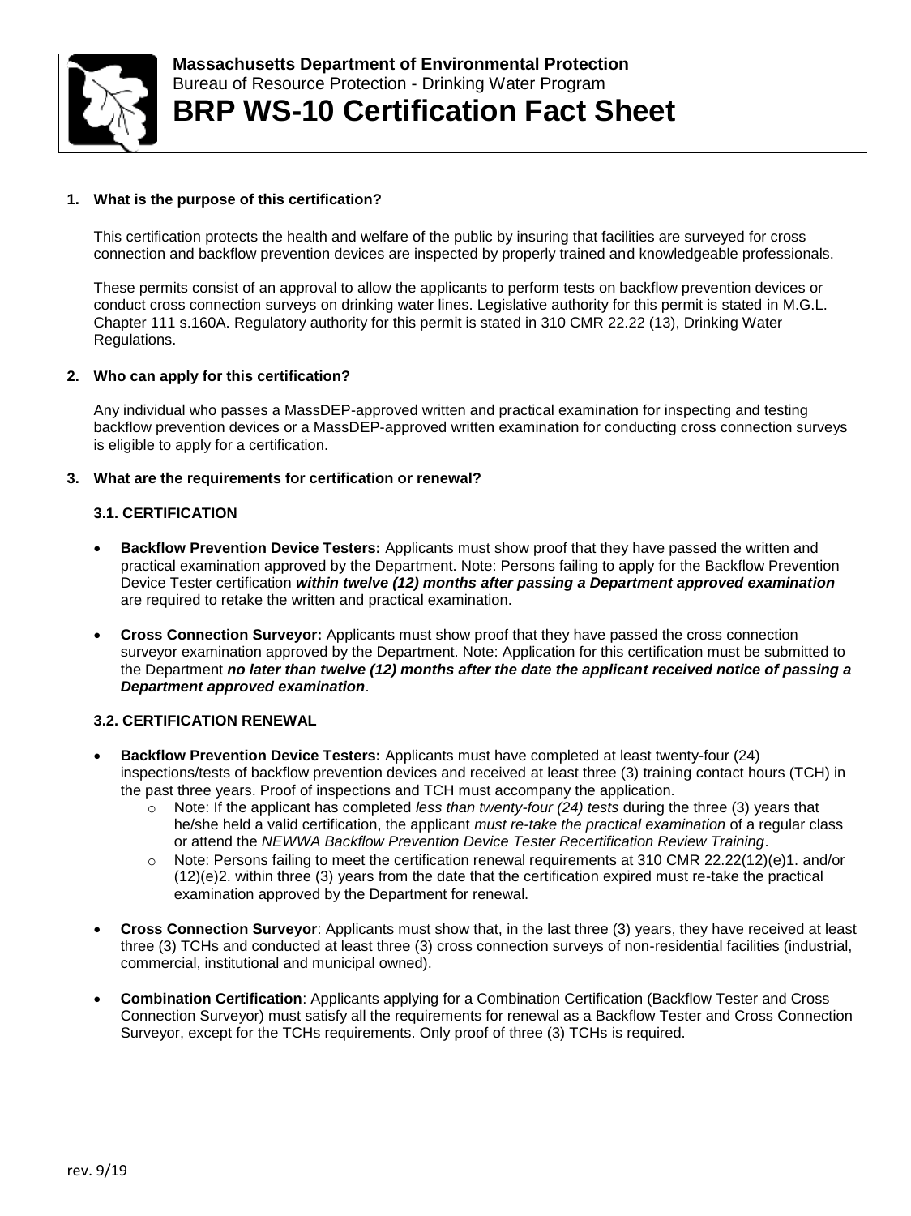**Massachusetts Department of Environmental Protection**
Bureau of Resource Protection - Drinking Water Program

# BRP WS-10 Certification Fact Sheet

**1. What is the purpose of this certification?**

This certification protects the health and welfare of the public by insuring that facilities are surveyed for cross connection and backflow prevention devices are inspected by properly trained and knowledgeable professionals.

These permits consist of an approval to allow the applicants to perform tests on backflow prevention devices or conduct cross connection surveys on drinking water lines. Legislative authority for this permit is stated in M.G.L. Chapter 111 s.160A. Regulatory authority for this permit is stated in 310 CMR 22.22 (13), Drinking Water Regulations.

**2. Who can apply for this certification?**

Any individual who passes a MassDEP-approved written and practical examination for inspecting and testing backflow prevention devices or a MassDEP-approved written examination for conducting cross connection surveys is eligible to apply for a certification.

**3. What are the requirements for certification or renewal?**

**3.1. CERTIFICATION**

- **Backflow Prevention Device Testers:** Applicants must show proof that they have passed the written and practical examination approved by the Department. Note: Persons failing to apply for the Backflow Prevention Device Tester certification ***within twelve (12) months after passing a Department approved examination*** are required to retake the written and practical examination.
- **Cross Connection Surveyor:** Applicants must show proof that they have passed the cross connection surveyor examination approved by the Department. Note: Application for this certification must be submitted to the Department ***no later than twelve (12) months after the date the applicant received notice of passing a Department approved examination***.

**3.2. CERTIFICATION RENEWAL**

- **Backflow Prevention Device Testers:** Applicants must have completed at least twenty-four (24) inspections/tests of backflow prevention devices and received at least three (3) training contact hours (TCH) in the past three years. Proof of inspections and TCH must accompany the application.
  - Note: If the applicant has completed *less than twenty-four (24) tests* during the three (3) years that he/she held a valid certification, the applicant *must re-take the practical examination* of a regular class or attend the *NEWWA Backflow Prevention Device Tester Recertification Review Training*.
  - Note: Persons failing to meet the certification renewal requirements at 310 CMR 22.22(12)(e)1. and/or (12)(e)2. within three (3) years from the date that the certification expired must re-take the practical examination approved by the Department for renewal.
- **Cross Connection Surveyor**: Applicants must show that, in the last three (3) years, they have received at least three (3) TCHs and conducted at least three (3) cross connection surveys of non-residential facilities (industrial, commercial, institutional and municipal owned).
- **Combination Certification**: Applicants applying for a Combination Certification (Backflow Tester and Cross Connection Surveyor) must satisfy all the requirements for renewal as a Backflow Tester and Cross Connection Surveyor, except for the TCHs requirements. Only proof of three (3) TCHs is required.

rev. 9/19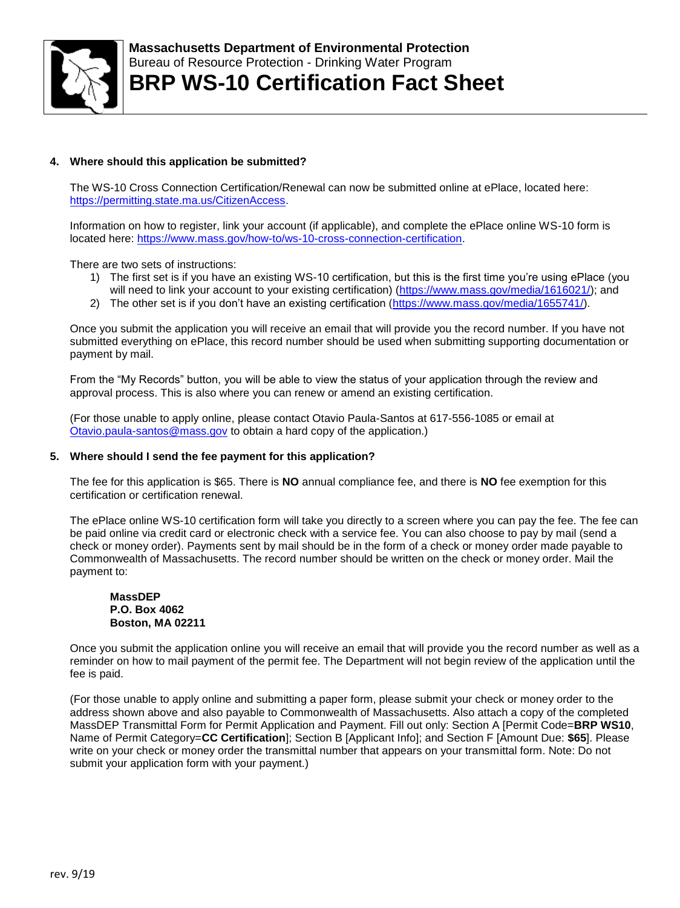**4. Where should this application be submitted?**

The WS-10 Cross Connection Certification/Renewal can now be submitted online at ePlace, located here: https://permitting.state.ma.us/CitizenAccess.

Information on how to register, link your account (if applicable), and complete the ePlace online WS-10 form is located here: https://www.mass.gov/how-to/ws-10-cross-connection-certification.

There are two sets of instructions:

1) The first set is if you have an existing WS-10 certification, but this is the first time you're using ePlace (you will need to link your account to your existing certification) (https://www.mass.gov/media/1616021/); and
2) The other set is if you don't have an existing certification (https://www.mass.gov/media/1655741/).

Once you submit the application you will receive an email that will provide you the record number. If you have not submitted everything on ePlace, this record number should be used when submitting supporting documentation or payment by mail.

From the "My Records" button, you will be able to view the status of your application through the review and approval process. This is also where you can renew or amend an existing certification.

(For those unable to apply online, please contact Otavio Paula-Santos at 617-556-1085 or email at Otavio.paula-santos@mass.gov to obtain a hard copy of the application.)

**5. Where should I send the fee payment for this application?**

The fee for this application is $65. There is **NO** annual compliance fee, and there is **NO** fee exemption for this certification or certification renewal.

The ePlace online WS-10 certification form will take you directly to a screen where you can pay the fee. The fee can be paid online via credit card or electronic check with a service fee. You can also choose to pay by mail (send a check or money order). Payments sent by mail should be in the form of a check or money order made payable to Commonwealth of Massachusetts. The record number should be written on the check or money order. Mail the payment to:

**MassDEP**
**P.O. Box 4062**
**Boston, MA 02211**

Once you submit the application online you will receive an email that will provide you the record number as well as a reminder on how to mail payment of the permit fee. The Department will not begin review of the application until the fee is paid.

(For those unable to apply online and submitting a paper form, please submit your check or money order to the address shown above and also payable to Commonwealth of Massachusetts. Also attach a copy of the completed MassDEP Transmittal Form for Permit Application and Payment. Fill out only: Section A [Permit Code=**BRP WS10**, Name of Permit Category=**CC Certification**]; Section B [Applicant Info]; and Section F [Amount Due: **$65**]. Please write on your check or money order the transmittal number that appears on your transmittal form. Note: Do not submit your application form with your payment.)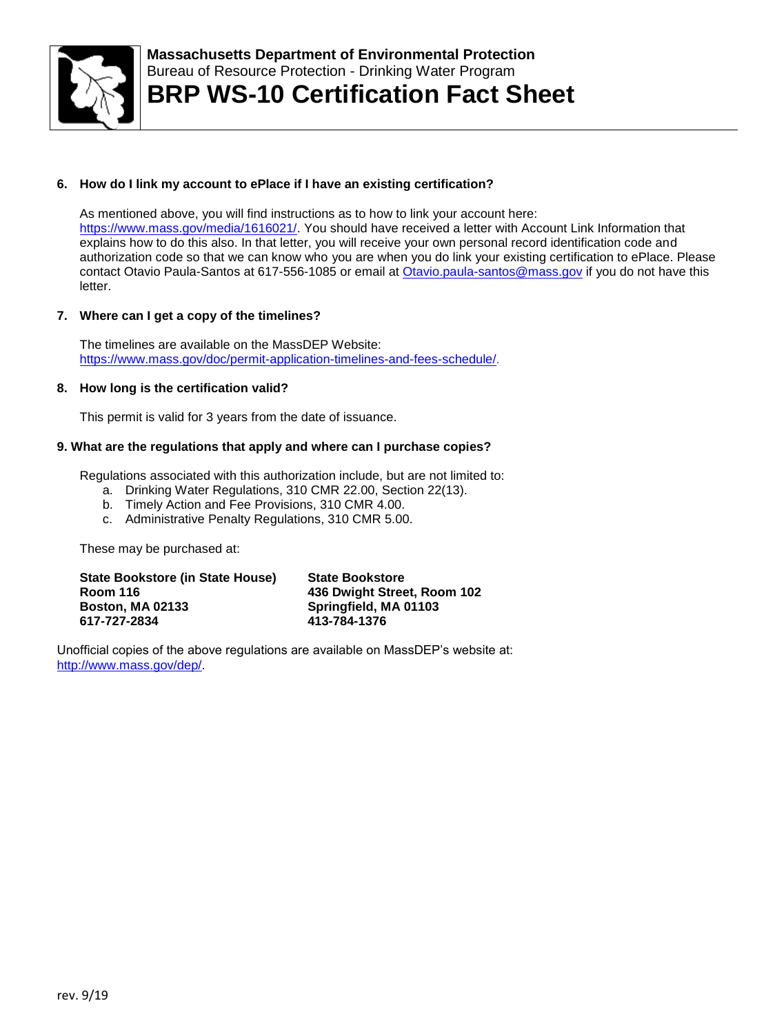**Massachusetts Department of Environmental Protection**
Bureau of Resource Protection - Drinking Water Program

# BRP WS-10 Certification Fact Sheet

### 6. How do I link my account to ePlace if I have an existing certification?

As mentioned above, you will find instructions as to how to link your account here: https://www.mass.gov/media/1616021/. You should have received a letter with Account Link Information that explains how to do this also. In that letter, you will receive your own personal record identification code and authorization code so that we can know who you are when you do link your existing certification to ePlace. Please contact Otavio Paula-Santos at 617-556-1085 or email at Otavio.paula-santos@mass.gov if you do not have this letter.

### 7. Where can I get a copy of the timelines?

The timelines are available on the MassDEP Website: https://www.mass.gov/doc/permit-application-timelines-and-fees-schedule/.

### 8. How long is the certification valid?

This permit is valid for 3 years from the date of issuance.

### 9. What are the regulations that apply and where can I purchase copies?

Regulations associated with this authorization include, but are not limited to:

a. Drinking Water Regulations, 310 CMR 22.00, Section 22(13).
b. Timely Action and Fee Provisions, 310 CMR 4.00.
c. Administrative Penalty Regulations, 310 CMR 5.00.

These may be purchased at:

**State Bookstore (in State House)**
**Room 116**
**Boston, MA 02133**
**617-727-2834**

**State Bookstore**
**436 Dwight Street, Room 102**
**Springfield, MA 01103**
**413-784-1376**

Unofficial copies of the above regulations are available on MassDEP's website at: http://www.mass.gov/dep/.

rev. 9/19